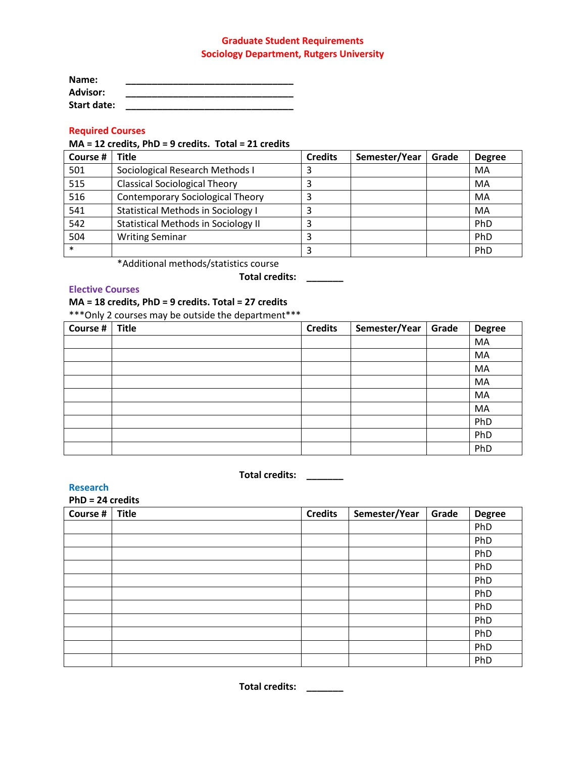# Graduate Student Requirements
# Sociology Department, Rutgers University

**Name:** ________________________________
**Advisor:** ________________________________
**Start date:** ________________________________

## Required Courses

**MA = 12 credits, PhD = 9 credits. Total = 21 credits**

| Course # | Title | Credits | Semester/Year | Grade | Degree |
|---|---|---|---|---|---|
| 501 | Sociological Research Methods I | 3 | | | MA |
| 515 | Classical Sociological Theory | 3 | | | MA |
| 516 | Contemporary Sociological Theory | 3 | | | MA |
| 541 | Statistical Methods in Sociology I | 3 | | | MA |
| 542 | Statistical Methods in Sociology II | 3 | | | PhD |
| 504 | Writing Seminar | 3 | | | PhD |
| * | | 3 | | | PhD |

*Additional methods/statistics course

**Total credits:** _______

## Elective Courses

**MA = 18 credits, PhD = 9 credits. Total = 27 credits**

***Only 2 courses may be outside the department***

| Course # | Title | Credits | Semester/Year | Grade | Degree |
|---|---|---|---|---|---|
| | | | | | MA |
| | | | | | MA |
| | | | | | MA |
| | | | | | MA |
| | | | | | MA |
| | | | | | MA |
| | | | | | PhD |
| | | | | | PhD |
| | | | | | PhD |

**Total credits:** _______

## Research

**PhD = 24 credits**

| Course # | Title | Credits | Semester/Year | Grade | Degree |
|---|---|---|---|---|---|
| | | | | | PhD |
| | | | | | PhD |
| | | | | | PhD |
| | | | | | PhD |
| | | | | | PhD |
| | | | | | PhD |
| | | | | | PhD |
| | | | | | PhD |
| | | | | | PhD |
| | | | | | PhD |
| | | | | | PhD |

**Total credits:** _______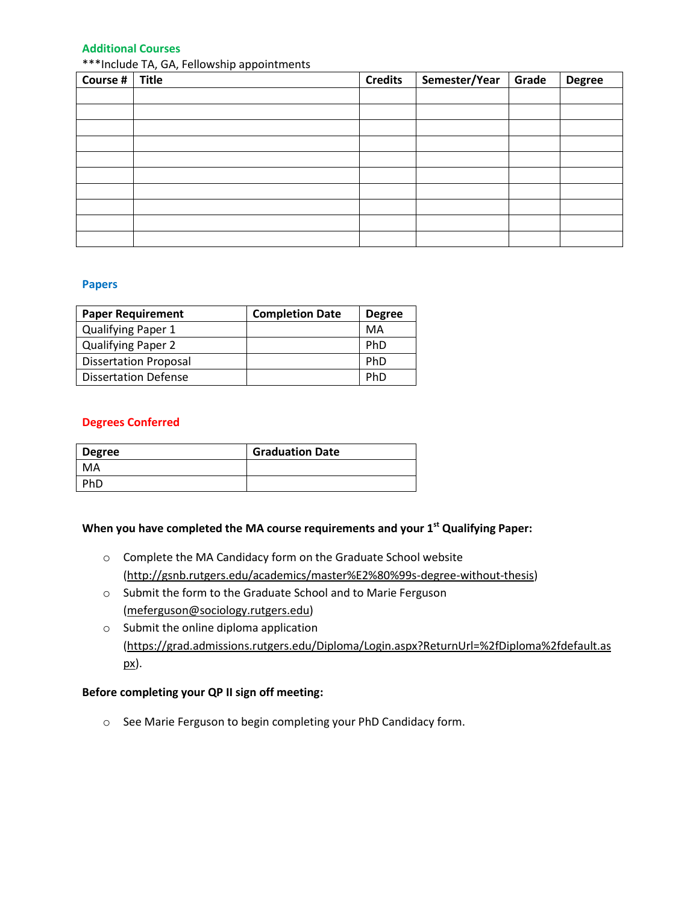## Additional Courses

***Include TA, GA, Fellowship appointments

| Course # | Title | Credits | Semester/Year | Grade | Degree |
|---|---|---|---|---|---|
| | | | | | |
| | | | | | |
| | | | | | |
| | | | | | |
| | | | | | |
| | | | | | |
| | | | | | |
| | | | | | |
| | | | | | |
| | | | | | |

## Papers

| Paper Requirement | Completion Date | Degree |
|---|---|---|
| Qualifying Paper 1 | | MA |
| Qualifying Paper 2 | | PhD |
| Dissertation Proposal | | PhD |
| Dissertation Defense | | PhD |

## Degrees Conferred

| Degree | Graduation Date |
|---|---|
| MA | |
| PhD | |

**When you have completed the MA course requirements and your 1st Qualifying Paper:**

- Complete the MA Candidacy form on the Graduate School website (http://gsnb.rutgers.edu/academics/master%E2%80%99s-degree-without-thesis)
- Submit the form to the Graduate School and to Marie Ferguson (meferguson@sociology.rutgers.edu)
- Submit the online diploma application (https://grad.admissions.rutgers.edu/Diploma/Login.aspx?ReturnUrl=%2fDiploma%2fdefault.aspx).

**Before completing your QP II sign off meeting:**

- See Marie Ferguson to begin completing your PhD Candidacy form.